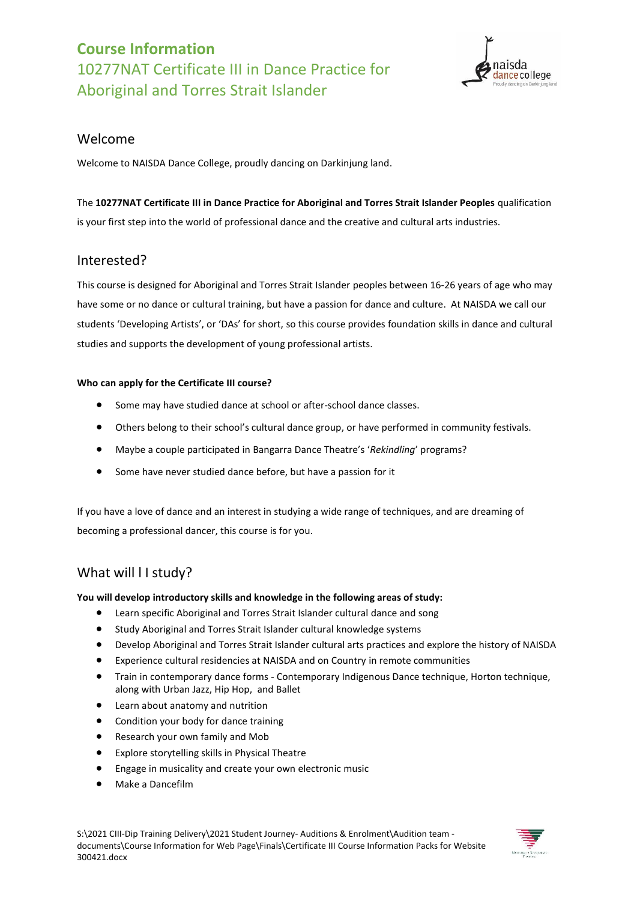# Course Information

## 10277NAT Certificate III in Dance Practice for Aboriginal and Torres Strait Islander

## Welcome

Welcome to NAISDA Dance College, proudly dancing on Darkinjung land.

The **10277NAT Certificate III in Dance Practice for Aboriginal and Torres Strait Islander Peoples** qualification is your first step into the world of professional dance and the creative and cultural arts industries.

## Interested?

This course is designed for Aboriginal and Torres Strait Islander peoples between 16-26 years of age who may have some or no dance or cultural training, but have a passion for dance and culture. At NAISDA we call our students 'Developing Artists', or 'DAs' for short, so this course provides foundation skills in dance and cultural studies and supports the development of young professional artists.

**Who can apply for the Certificate III course?**

- Some may have studied dance at school or after-school dance classes.
- Others belong to their school's cultural dance group, or have performed in community festivals.
- Maybe a couple participated in Bangarra Dance Theatre's '*Rekindling*' programs?
- Some have never studied dance before, but have a passion for it

If you have a love of dance and an interest in studying a wide range of techniques, and are dreaming of becoming a professional dancer, this course is for you.

## What will I I study?

**You will develop introductory skills and knowledge in the following areas of study:**

- Learn specific Aboriginal and Torres Strait Islander cultural dance and song
- Study Aboriginal and Torres Strait Islander cultural knowledge systems
- Develop Aboriginal and Torres Strait Islander cultural arts practices and explore the history of NAISDA
- Experience cultural residencies at NAISDA and on Country in remote communities
- Train in contemporary dance forms - Contemporary Indigenous Dance technique, Horton technique, along with Urban Jazz, Hip Hop, and Ballet
- Learn about anatomy and nutrition
- Condition your body for dance training
- Research your own family and Mob
- Explore storytelling skills in Physical Theatre
- Engage in musicality and create your own electronic music
- Make a Dancefilm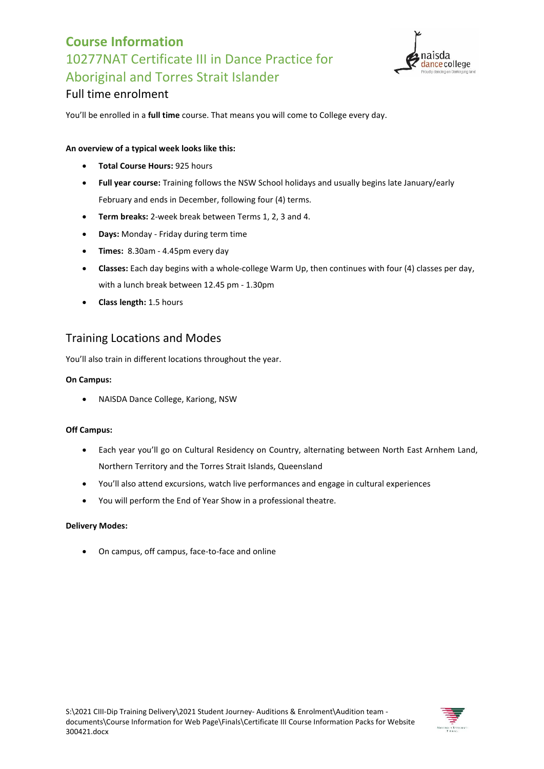# Course Information

## 10277NAT Certificate III in Dance Practice for Aboriginal and Torres Strait Islander

### Full time enrolment

You'll be enrolled in a **full time** course. That means you will come to College every day.

**An overview of a typical week looks like this:**

- **Total Course Hours:** 925 hours
- **Full year course:** Training follows the NSW School holidays and usually begins late January/early February and ends in December, following four (4) terms.
- **Term breaks:** 2-week break between Terms 1, 2, 3 and 4.
- **Days:** Monday - Friday during term time
- **Times:** 8.30am - 4.45pm every day
- **Classes:** Each day begins with a whole-college Warm Up, then continues with four (4) classes per day, with a lunch break between 12.45 pm - 1.30pm
- **Class length:** 1.5 hours

## Training Locations and Modes

You'll also train in different locations throughout the year.

**On Campus:**

- NAISDA Dance College, Kariong, NSW

**Off Campus:**

- Each year you'll go on Cultural Residency on Country, alternating between North East Arnhem Land, Northern Territory and the Torres Strait Islands, Queensland
- You'll also attend excursions, watch live performances and engage in cultural experiences
- You will perform the End of Year Show in a professional theatre.

**Delivery Modes:**

- On campus, off campus, face-to-face and online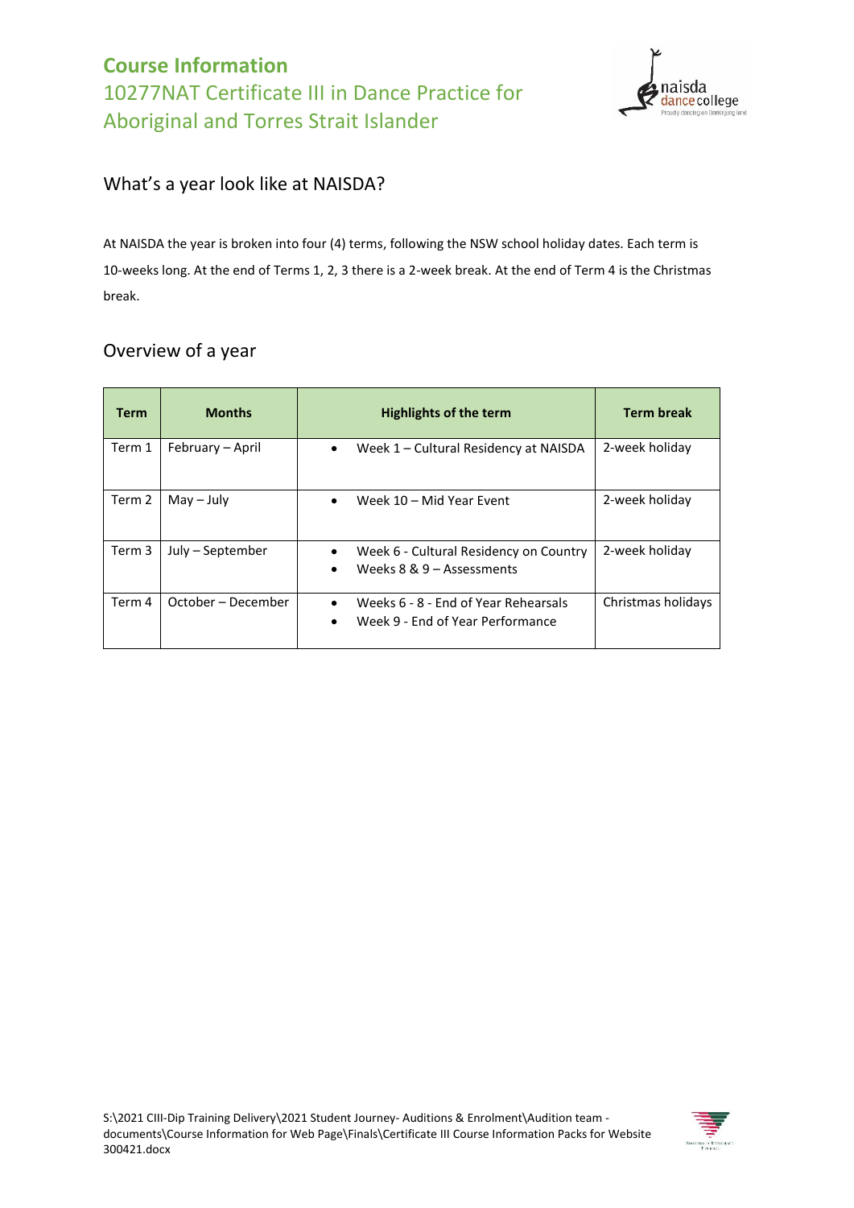# Course Information
## 10277NAT Certificate III in Dance Practice for Aboriginal and Torres Strait Islander

## What's a year look like at NAISDA?

At NAISDA the year is broken into four (4) terms, following the NSW school holiday dates. Each term is 10-weeks long. At the end of Terms 1, 2, 3 there is a 2-week break. At the end of Term 4 is the Christmas break.

## Overview of a year

| Term | Months | Highlights of the term | Term break |
|---|---|---|---|
| Term 1 | February – April | • Week 1 – Cultural Residency at NAISDA | 2-week holiday |
| Term 2 | May – July | • Week 10 – Mid Year Event | 2-week holiday |
| Term 3 | July – September | • Week 6 - Cultural Residency on Country<br>• Weeks 8 & 9 – Assessments | 2-week holiday |
| Term 4 | October – December | • Weeks 6 - 8 - End of Year Rehearsals<br>• Week 9 - End of Year Performance | Christmas holidays |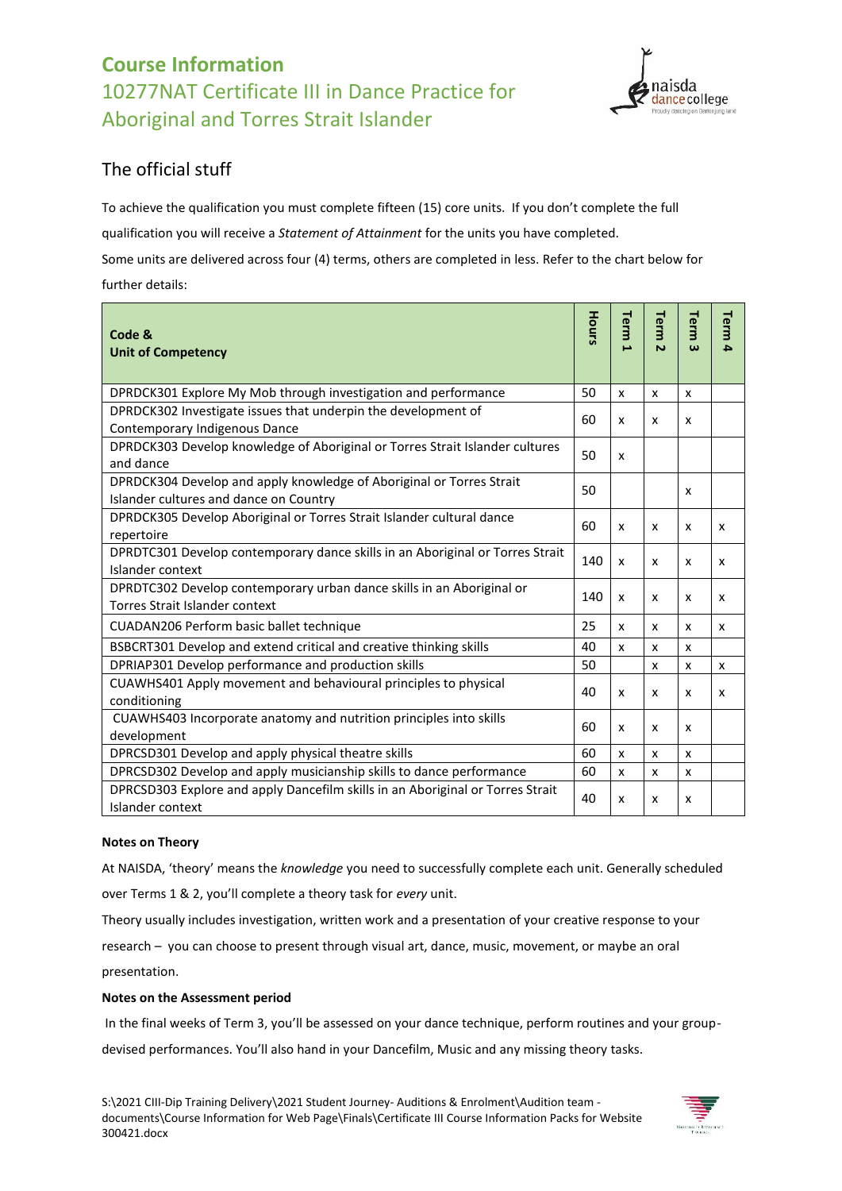# Course Information

## 10277NAT Certificate III in Dance Practice for Aboriginal and Torres Strait Islander

## The official stuff

To achieve the qualification you must complete fifteen (15) core units. If you don't complete the full qualification you will receive a *Statement of Attainment* for the units you have completed.

Some units are delivered across four (4) terms, others are completed in less. Refer to the chart below for further details:

| Code & Unit of Competency | Hours | Term 1 | Term 2 | Term 3 | Term 4 |
|---|---|---|---|---|---|
| DPRDCK301 Explore My Mob through investigation and performance | 50 | x | x | x | |
| DPRDCK302 Investigate issues that underpin the development of Contemporary Indigenous Dance | 60 | x | x | x | |
| DPRDCK303 Develop knowledge of Aboriginal or Torres Strait Islander cultures and dance | 50 | x | | | |
| DPRDCK304 Develop and apply knowledge of Aboriginal or Torres Strait Islander cultures and dance on Country | 50 | | | x | |
| DPRDCK305 Develop Aboriginal or Torres Strait Islander cultural dance repertoire | 60 | x | x | x | x |
| DPRDTC301 Develop contemporary dance skills in an Aboriginal or Torres Strait Islander context | 140 | x | x | x | x |
| DPRDTC302 Develop contemporary urban dance skills in an Aboriginal or Torres Strait Islander context | 140 | x | x | x | x |
| CUADAN206 Perform basic ballet technique | 25 | x | x | x | x |
| BSBCRT301 Develop and extend critical and creative thinking skills | 40 | x | x | x | |
| DPRIAP301 Develop performance and production skills | 50 | | x | x | x |
| CUAWHS401 Apply movement and behavioural principles to physical conditioning | 40 | x | x | x | x |
| CUAWHS403 Incorporate anatomy and nutrition principles into skills development | 60 | x | x | x | |
| DPRCSD301 Develop and apply physical theatre skills | 60 | x | x | x | |
| DPRCSD302 Develop and apply musicianship skills to dance performance | 60 | x | x | x | |
| DPRCSD303 Explore and apply Dancefilm skills in an Aboriginal or Torres Strait Islander context | 40 | x | x | x | |

**Notes on Theory**

At NAISDA, 'theory' means the *knowledge* you need to successfully complete each unit. Generally scheduled over Terms 1 & 2, you'll complete a theory task for *every* unit.

Theory usually includes investigation, written work and a presentation of your creative response to your research – you can choose to present through visual art, dance, music, movement, or maybe an oral presentation.

**Notes on the Assessment period**

In the final weeks of Term 3, you'll be assessed on your dance technique, perform routines and your group-devised performances. You'll also hand in your Dancefilm, Music and any missing theory tasks.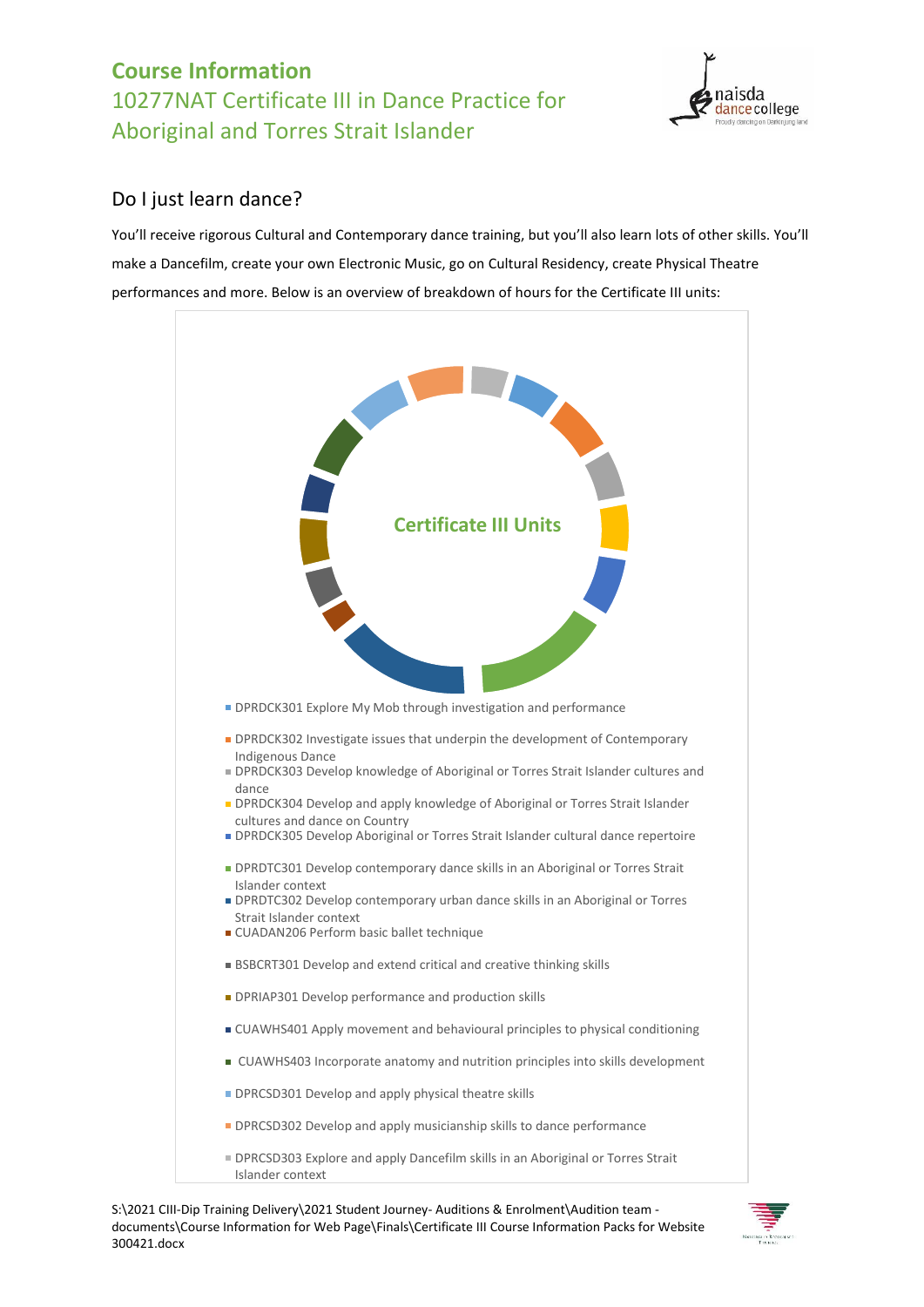## Course Information

10277NAT Certificate III in Dance Practice for Aboriginal and Torres Strait Islander

## Do I just learn dance?

You'll receive rigorous Cultural and Contemporary dance training, but you'll also learn lots of other skills. You'll make a Dancefilm, create your own Electronic Music, go on Cultural Residency, create Physical Theatre performances and more. Below is an overview of breakdown of hours for the Certificate III units:

**Certificate III Units**

- DPRDCK301 Explore My Mob through investigation and performance
- DPRDCK302 Investigate issues that underpin the development of Contemporary Indigenous Dance
- DPRDCK303 Develop knowledge of Aboriginal or Torres Strait Islander cultures and dance
- DPRDCK304 Develop and apply knowledge of Aboriginal or Torres Strait Islander cultures and dance on Country
- DPRDCK305 Develop Aboriginal or Torres Strait Islander cultural dance repertoire
- DPRDTC301 Develop contemporary dance skills in an Aboriginal or Torres Strait Islander context
- DPRDTC302 Develop contemporary urban dance skills in an Aboriginal or Torres Strait Islander context
- CUADAN206 Perform basic ballet technique
- BSBCRT301 Develop and extend critical and creative thinking skills
- DPRIAP301 Develop performance and production skills
- CUAWHS401 Apply movement and behavioural principles to physical conditioning
- CUAWHS403 Incorporate anatomy and nutrition principles into skills development
- DPRCSD301 Develop and apply physical theatre skills
- DPRCSD302 Develop and apply musicianship skills to dance performance
- DPRCSD303 Explore and apply Dancefilm skills in an Aboriginal or Torres Strait Islander context

S:\2021 CIII-Dip Training Delivery\2021 Student Journey- Auditions & Enrolment\Audition team - documents\Course Information for Web Page\Finals\Certificate III Course Information Packs for Website 300421.docx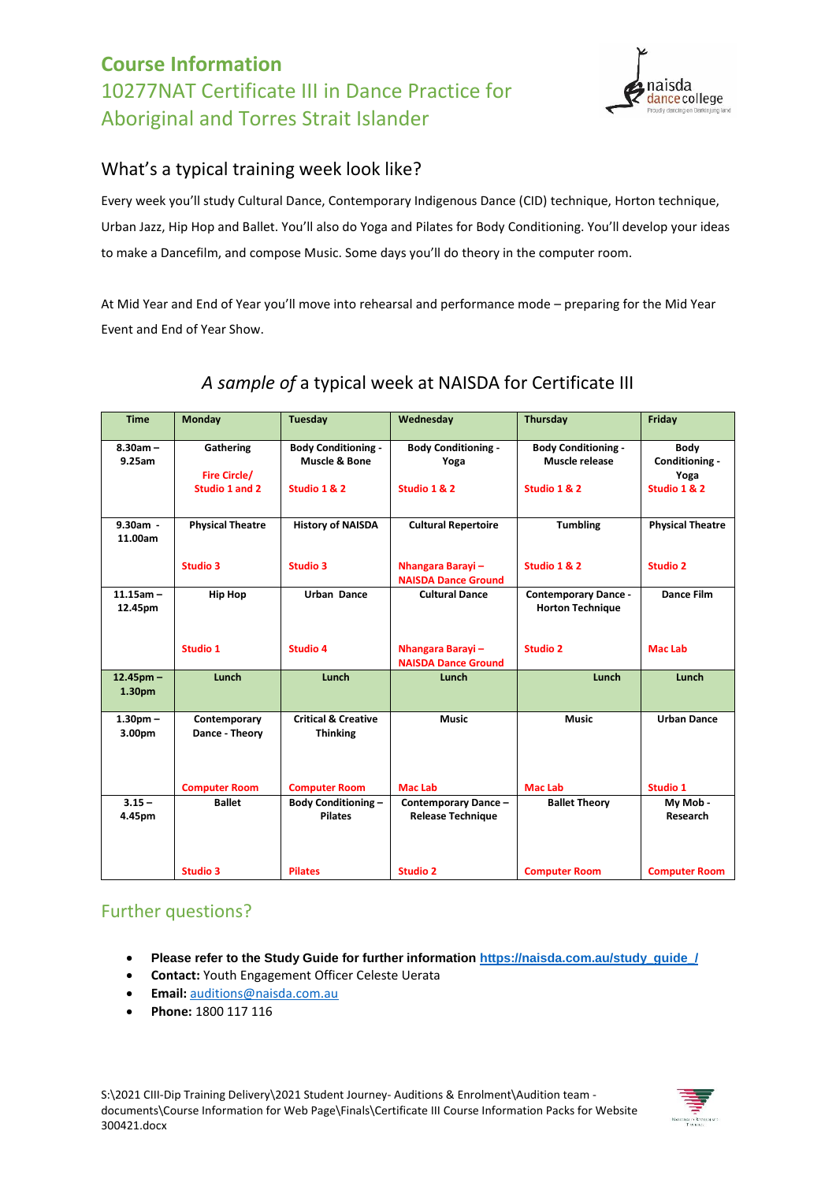# Course Information

## 10277NAT Certificate III in Dance Practice for Aboriginal and Torres Strait Islander

## What's a typical training week look like?

Every week you'll study Cultural Dance, Contemporary Indigenous Dance (CID) technique, Horton technique, Urban Jazz, Hip Hop and Ballet. You'll also do Yoga and Pilates for Body Conditioning. You'll develop your ideas to make a Dancefilm, and compose Music. Some days you'll do theory in the computer room.

At Mid Year and End of Year you'll move into rehearsal and performance mode – preparing for the Mid Year Event and End of Year Show.

### *A sample of* a typical week at NAISDA for Certificate III

| Time | Monday | Tuesday | Wednesday | Thursday | Friday |
|---|---|---|---|---|---|
| 8.30am – 9.25am | Gathering<br>Fire Circle/ Studio 1 and 2 | Body Conditioning - Muscle & Bone<br>Studio 1 & 2 | Body Conditioning - Yoga<br>Studio 1 & 2 | Body Conditioning - Muscle release<br>Studio 1 & 2 | Body Conditioning - Yoga<br>Studio 1 & 2 |
| 9.30am - 11.00am | Physical Theatre<br>Studio 3 | History of NAISDA<br>Studio 3 | Cultural Repertoire<br>Nhangara Barayi – NAISDA Dance Ground | Tumbling<br>Studio 1 & 2 | Physical Theatre<br>Studio 2 |
| 11.15am – 12.45pm | Hip Hop<br>Studio 1 | Urban Dance<br>Studio 4 | Cultural Dance<br>Nhangara Barayi – NAISDA Dance Ground | Contemporary Dance - Horton Technique<br>Studio 2 | Dance Film<br>Mac Lab |
| 12.45pm – 1.30pm | Lunch | Lunch | Lunch | Lunch | Lunch |
| 1.30pm – 3.00pm | Contemporary Dance - Theory<br>Computer Room | Critical & Creative Thinking<br>Computer Room | Music<br>Mac Lab | Music<br>Mac Lab | Urban Dance<br>Studio 1 |
| 3.15 – 4.45pm | Ballet<br>Studio 3 | Body Conditioning – Pilates<br>Pilates | Contemporary Dance – Release Technique<br>Studio 2 | Ballet Theory<br>Computer Room | My Mob - Research<br>Computer Room |

## Further questions?

- **Please refer to the Study Guide for further information** https://naisda.com.au/study_guide_/
- **Contact:** Youth Engagement Officer Celeste Uerata
- **Email:** auditions@naisda.com.au
- **Phone:** 1800 117 116

S:\2021 CIII-Dip Training Delivery\2021 Student Journey- Auditions & Enrolment\Audition team - documents\Course Information for Web Page\Finals\Certificate III Course Information Packs for Website 300421.docx